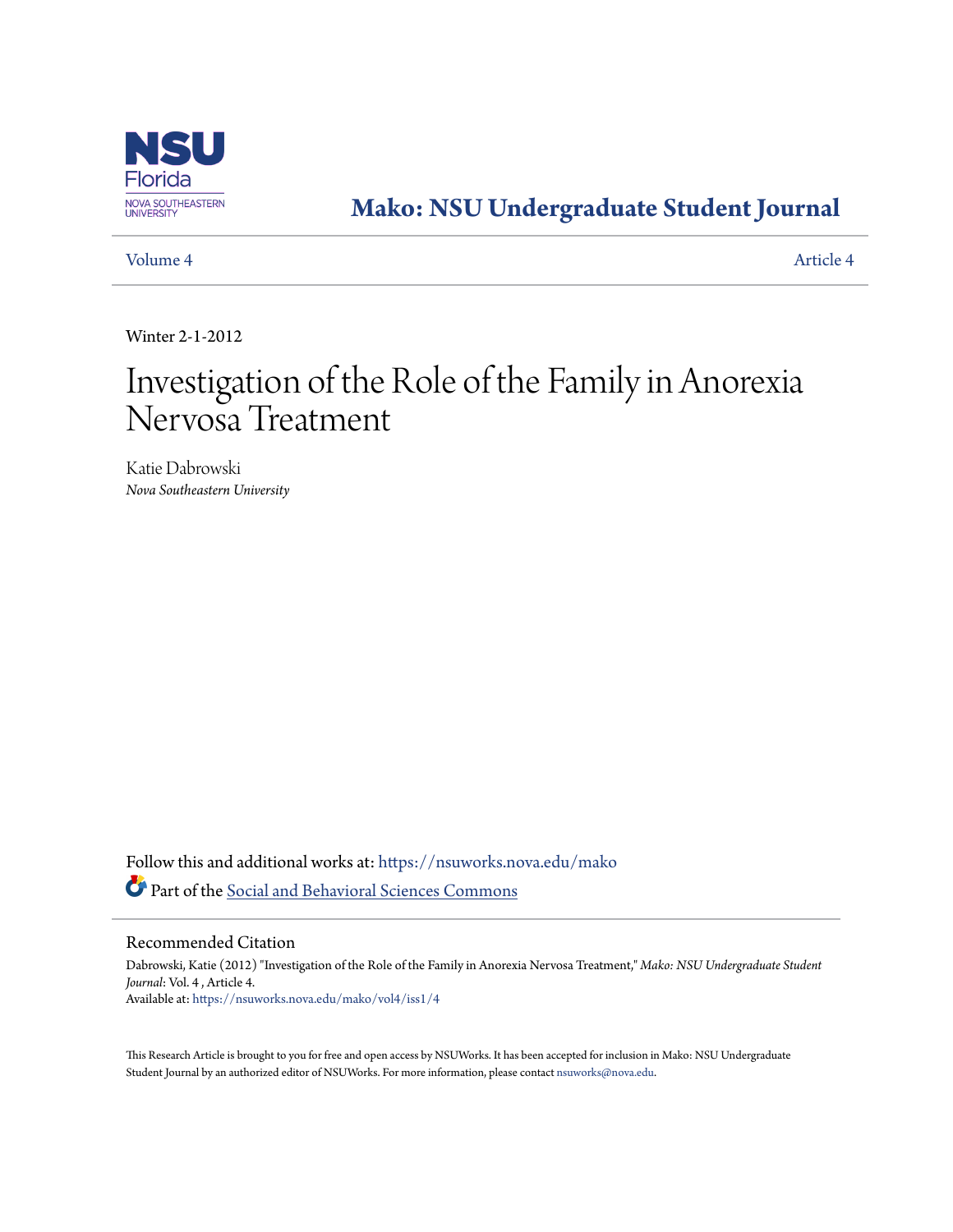# Mako: NSU Undergraduate Student Journal

Volume 4 Article 4

Winter 2-1-2012

# Investigation of the Role of the Family in Anorexia Nervosa Treatment

Katie Dabrowski
*Nova Southeastern University*

Follow this and additional works at: https://nsuworks.nova.edu/mako

Part of the Social and Behavioral Sciences Commons

## Recommended Citation

Dabrowski, Katie (2012) "Investigation of the Role of the Family in Anorexia Nervosa Treatment," *Mako: NSU Undergraduate Student Journal*: Vol. 4 , Article 4.
Available at: https://nsuworks.nova.edu/mako/vol4/iss1/4

This Research Article is brought to you for free and open access by NSUWorks. It has been accepted for inclusion in Mako: NSU Undergraduate Student Journal by an authorized editor of NSUWorks. For more information, please contact nsuworks@nova.edu.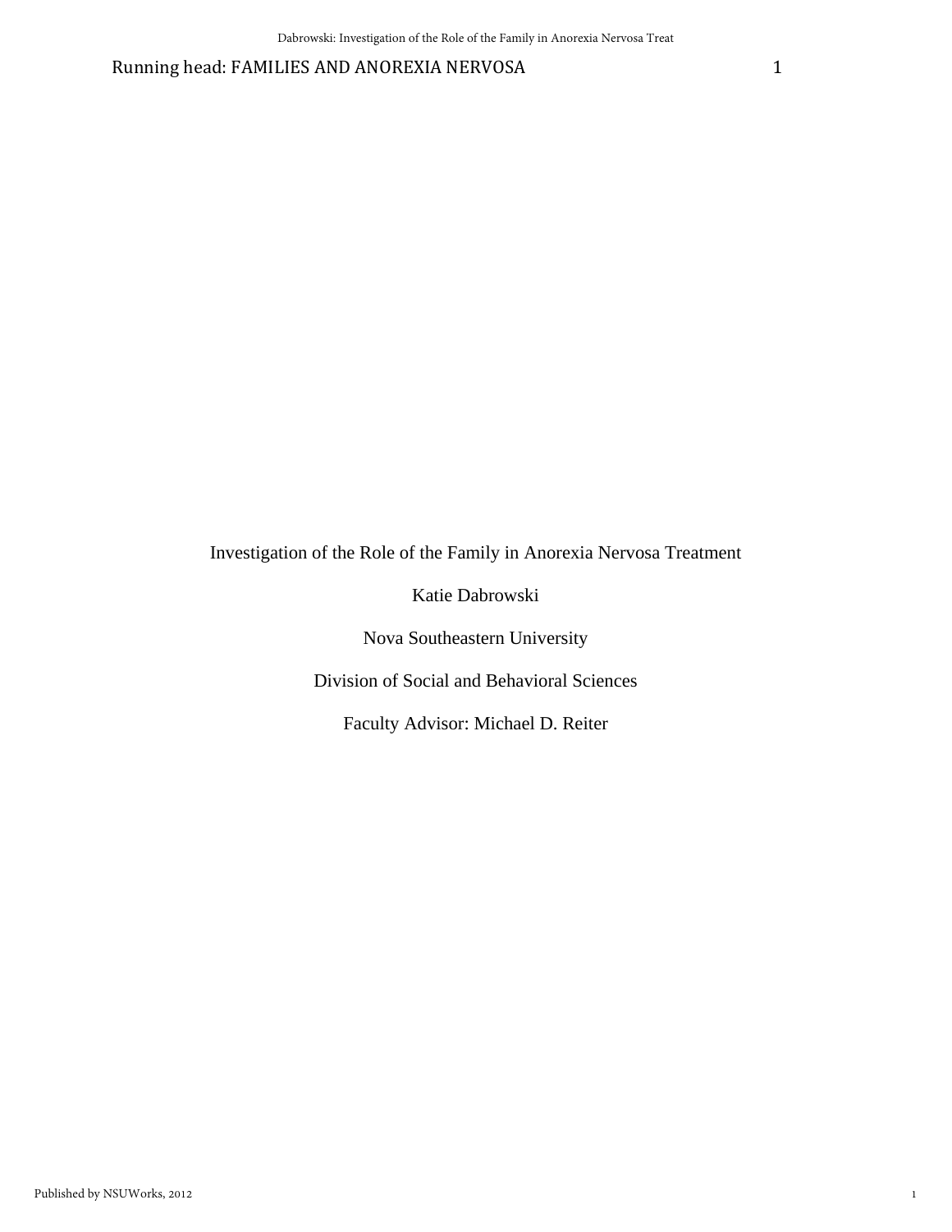Investigation of the Role of the Family in Anorexia Nervosa Treatment

Katie Dabrowski

Nova Southeastern University

Division of Social and Behavioral Sciences

Faculty Advisor: Michael D. Reiter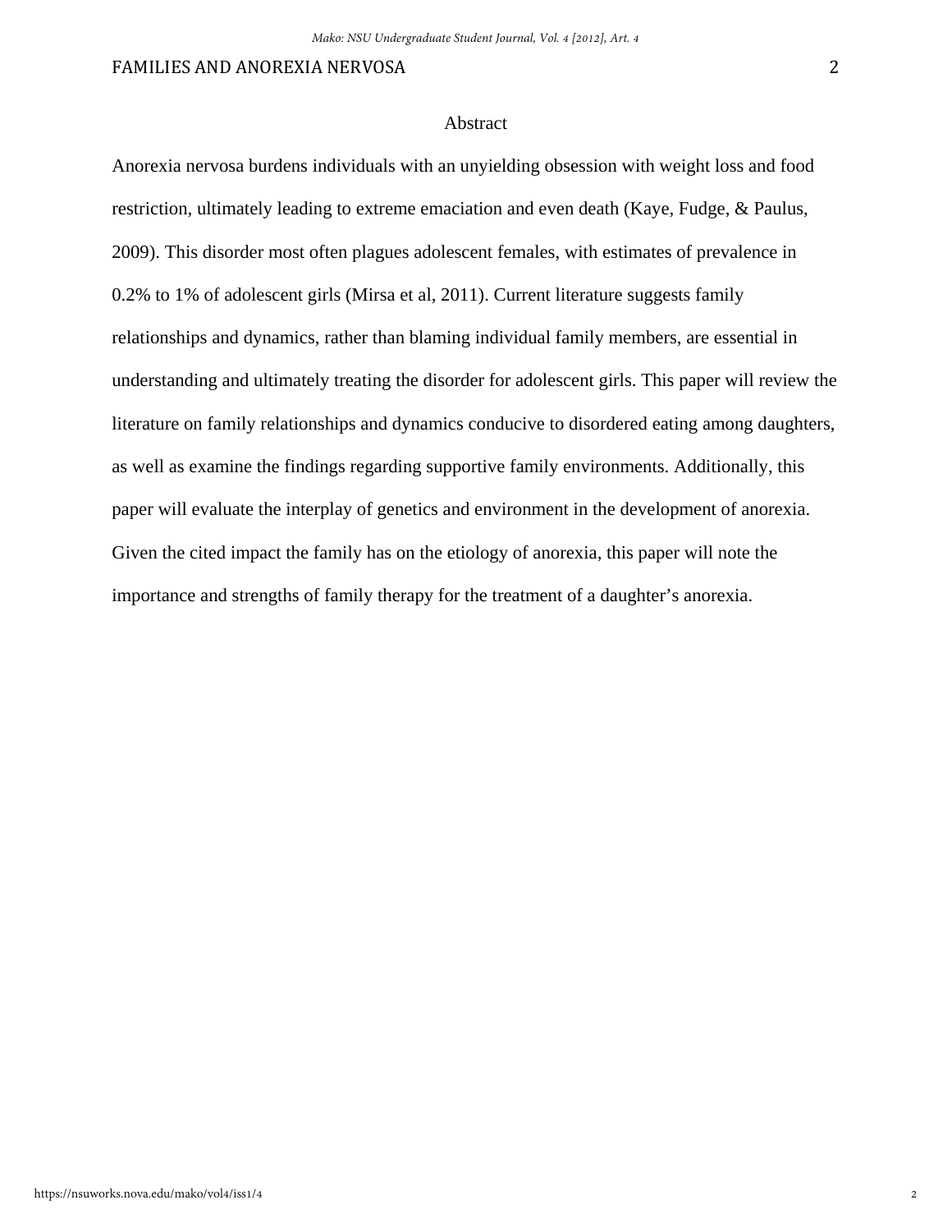# Abstract

Anorexia nervosa burdens individuals with an unyielding obsession with weight loss and food restriction, ultimately leading to extreme emaciation and even death (Kaye, Fudge, & Paulus, 2009). This disorder most often plagues adolescent females, with estimates of prevalence in 0.2% to 1% of adolescent girls (Mirsa et al, 2011). Current literature suggests family relationships and dynamics, rather than blaming individual family members, are essential in understanding and ultimately treating the disorder for adolescent girls. This paper will review the literature on family relationships and dynamics conducive to disordered eating among daughters, as well as examine the findings regarding supportive family environments. Additionally, this paper will evaluate the interplay of genetics and environment in the development of anorexia. Given the cited impact the family has on the etiology of anorexia, this paper will note the importance and strengths of family therapy for the treatment of a daughter's anorexia.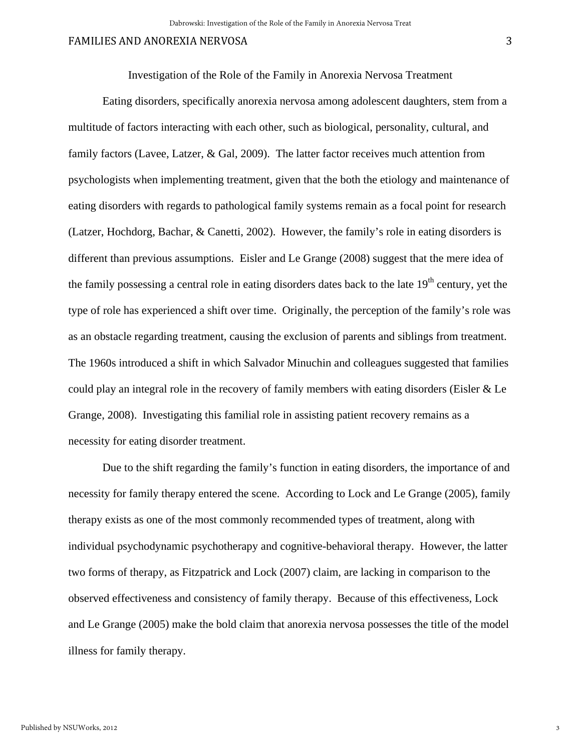Investigation of the Role of the Family in Anorexia Nervosa Treatment

Eating disorders, specifically anorexia nervosa among adolescent daughters, stem from a multitude of factors interacting with each other, such as biological, personality, cultural, and family factors (Lavee, Latzer, & Gal, 2009). The latter factor receives much attention from psychologists when implementing treatment, given that the both the etiology and maintenance of eating disorders with regards to pathological family systems remain as a focal point for research (Latzer, Hochdorg, Bachar, & Canetti, 2002). However, the family's role in eating disorders is different than previous assumptions. Eisler and Le Grange (2008) suggest that the mere idea of the family possessing a central role in eating disorders dates back to the late 19th century, yet the type of role has experienced a shift over time. Originally, the perception of the family's role was as an obstacle regarding treatment, causing the exclusion of parents and siblings from treatment. The 1960s introduced a shift in which Salvador Minuchin and colleagues suggested that families could play an integral role in the recovery of family members with eating disorders (Eisler & Le Grange, 2008). Investigating this familial role in assisting patient recovery remains as a necessity for eating disorder treatment.

Due to the shift regarding the family's function in eating disorders, the importance of and necessity for family therapy entered the scene. According to Lock and Le Grange (2005), family therapy exists as one of the most commonly recommended types of treatment, along with individual psychodynamic psychotherapy and cognitive-behavioral therapy. However, the latter two forms of therapy, as Fitzpatrick and Lock (2007) claim, are lacking in comparison to the observed effectiveness and consistency of family therapy. Because of this effectiveness, Lock and Le Grange (2005) make the bold claim that anorexia nervosa possesses the title of the model illness for family therapy.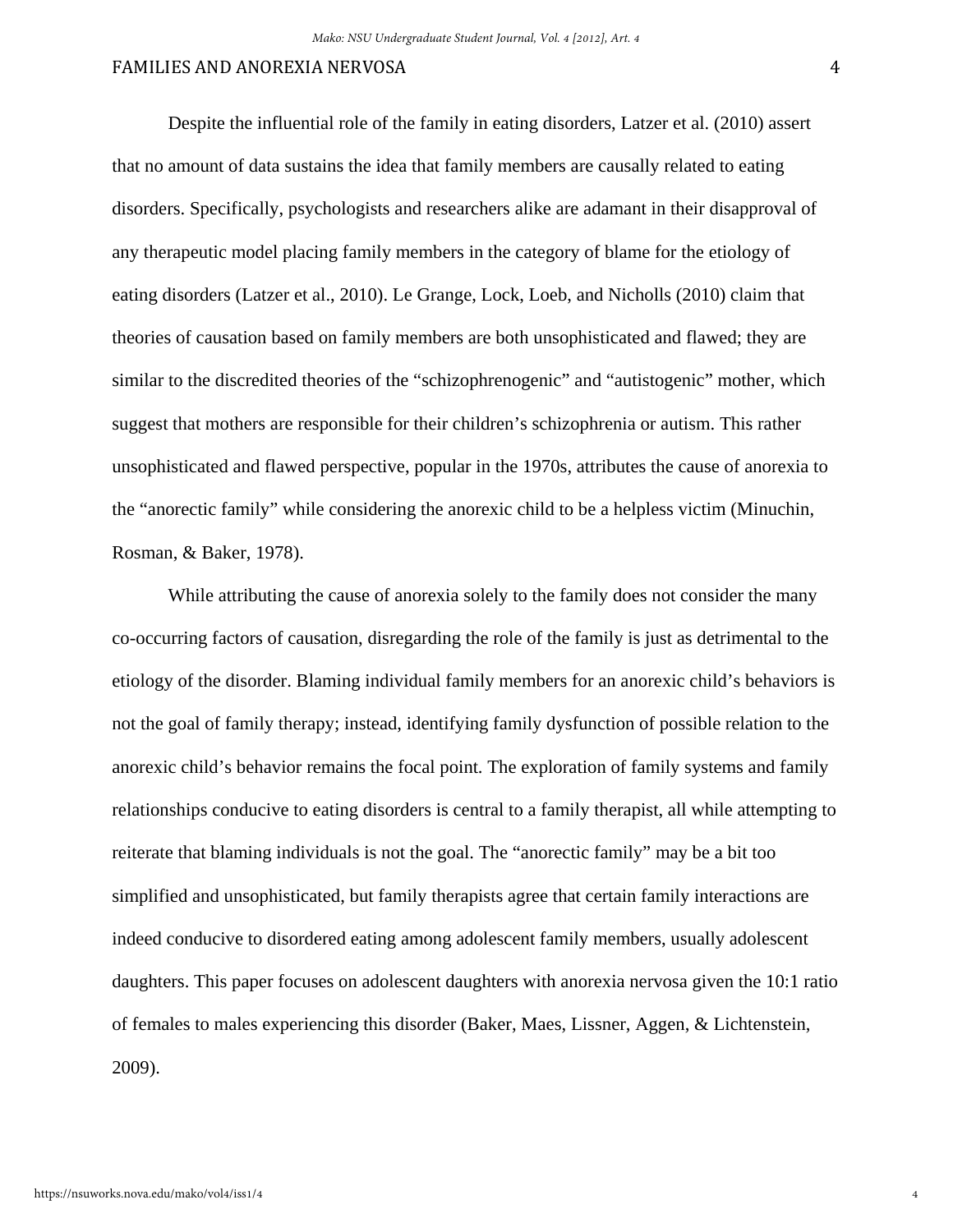Despite the influential role of the family in eating disorders, Latzer et al. (2010) assert that no amount of data sustains the idea that family members are causally related to eating disorders. Specifically, psychologists and researchers alike are adamant in their disapproval of any therapeutic model placing family members in the category of blame for the etiology of eating disorders (Latzer et al., 2010). Le Grange, Lock, Loeb, and Nicholls (2010) claim that theories of causation based on family members are both unsophisticated and flawed; they are similar to the discredited theories of the "schizophrenogenic" and "autistogenic" mother, which suggest that mothers are responsible for their children's schizophrenia or autism. This rather unsophisticated and flawed perspective, popular in the 1970s, attributes the cause of anorexia to the "anorectic family" while considering the anorexic child to be a helpless victim (Minuchin, Rosman, & Baker, 1978).

While attributing the cause of anorexia solely to the family does not consider the many co-occurring factors of causation, disregarding the role of the family is just as detrimental to the etiology of the disorder. Blaming individual family members for an anorexic child's behaviors is not the goal of family therapy; instead, identifying family dysfunction of possible relation to the anorexic child's behavior remains the focal point. The exploration of family systems and family relationships conducive to eating disorders is central to a family therapist, all while attempting to reiterate that blaming individuals is not the goal. The "anorectic family" may be a bit too simplified and unsophisticated, but family therapists agree that certain family interactions are indeed conducive to disordered eating among adolescent family members, usually adolescent daughters. This paper focuses on adolescent daughters with anorexia nervosa given the 10:1 ratio of females to males experiencing this disorder (Baker, Maes, Lissner, Aggen, & Lichtenstein, 2009).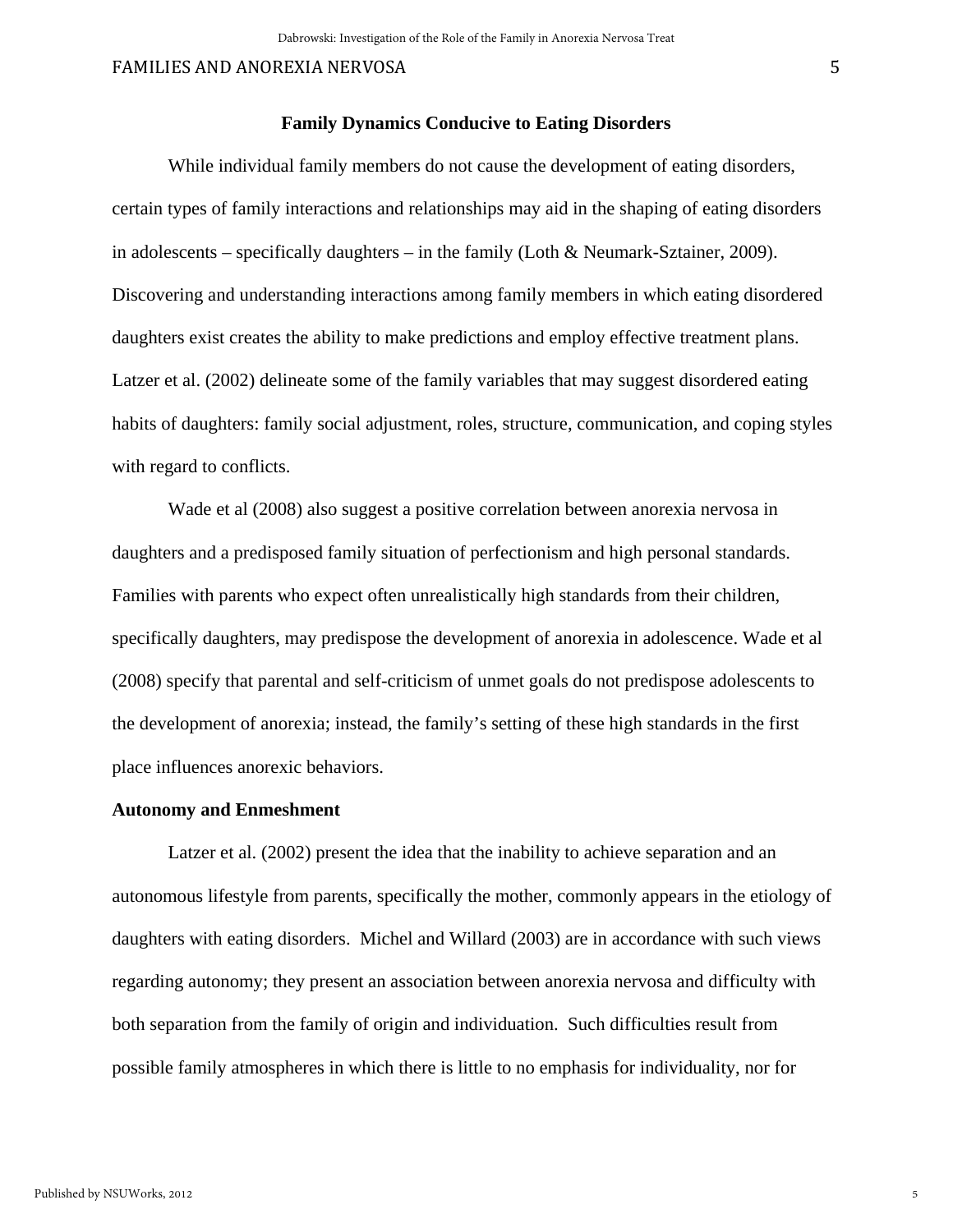## Family Dynamics Conducive to Eating Disorders

While individual family members do not cause the development of eating disorders, certain types of family interactions and relationships may aid in the shaping of eating disorders in adolescents – specifically daughters – in the family (Loth & Neumark-Sztainer, 2009). Discovering and understanding interactions among family members in which eating disordered daughters exist creates the ability to make predictions and employ effective treatment plans. Latzer et al. (2002) delineate some of the family variables that may suggest disordered eating habits of daughters: family social adjustment, roles, structure, communication, and coping styles with regard to conflicts.

Wade et al (2008) also suggest a positive correlation between anorexia nervosa in daughters and a predisposed family situation of perfectionism and high personal standards. Families with parents who expect often unrealistically high standards from their children, specifically daughters, may predispose the development of anorexia in adolescence. Wade et al (2008) specify that parental and self-criticism of unmet goals do not predispose adolescents to the development of anorexia; instead, the family's setting of these high standards in the first place influences anorexic behaviors.

### Autonomy and Enmeshment

Latzer et al. (2002) present the idea that the inability to achieve separation and an autonomous lifestyle from parents, specifically the mother, commonly appears in the etiology of daughters with eating disorders. Michel and Willard (2003) are in accordance with such views regarding autonomy; they present an association between anorexia nervosa and difficulty with both separation from the family of origin and individuation. Such difficulties result from possible family atmospheres in which there is little to no emphasis for individuality, nor for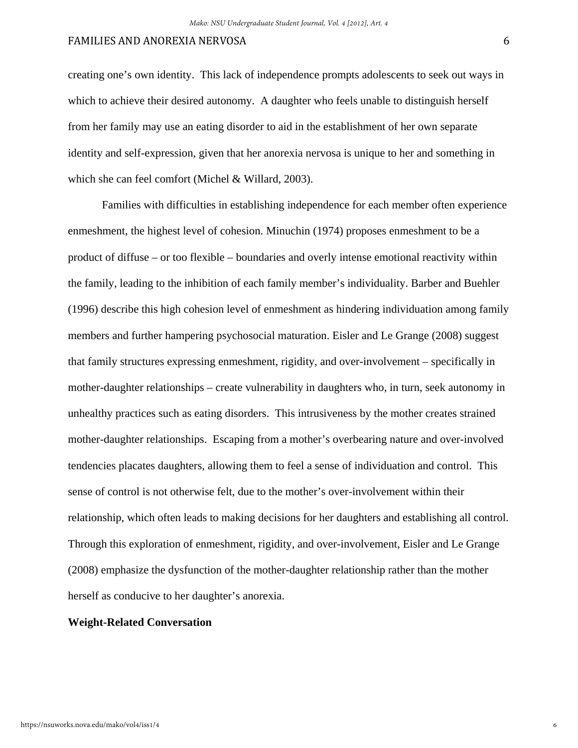creating one's own identity. This lack of independence prompts adolescents to seek out ways in which to achieve their desired autonomy. A daughter who feels unable to distinguish herself from her family may use an eating disorder to aid in the establishment of her own separate identity and self-expression, given that her anorexia nervosa is unique to her and something in which she can feel comfort (Michel & Willard, 2003).

Families with difficulties in establishing independence for each member often experience enmeshment, the highest level of cohesion. Minuchin (1974) proposes enmeshment to be a product of diffuse – or too flexible – boundaries and overly intense emotional reactivity within the family, leading to the inhibition of each family member's individuality. Barber and Buehler (1996) describe this high cohesion level of enmeshment as hindering individuation among family members and further hampering psychosocial maturation. Eisler and Le Grange (2008) suggest that family structures expressing enmeshment, rigidity, and over-involvement – specifically in mother-daughter relationships – create vulnerability in daughters who, in turn, seek autonomy in unhealthy practices such as eating disorders. This intrusiveness by the mother creates strained mother-daughter relationships. Escaping from a mother's overbearing nature and over-involved tendencies placates daughters, allowing them to feel a sense of individuation and control. This sense of control is not otherwise felt, due to the mother's over-involvement within their relationship, which often leads to making decisions for her daughters and establishing all control. Through this exploration of enmeshment, rigidity, and over-involvement, Eisler and Le Grange (2008) emphasize the dysfunction of the mother-daughter relationship rather than the mother herself as conducive to her daughter's anorexia.

**Weight-Related Conversation**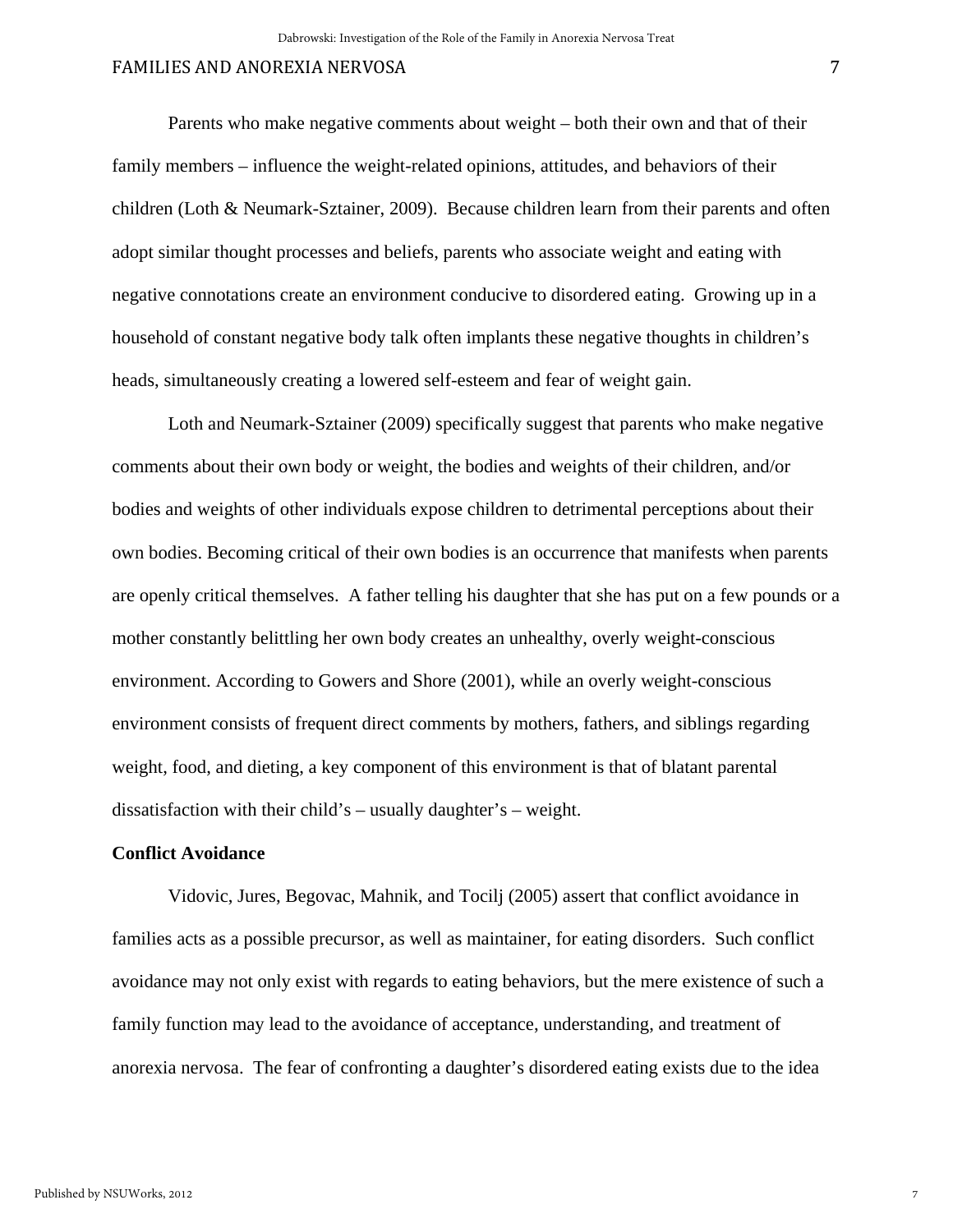Parents who make negative comments about weight – both their own and that of their family members – influence the weight-related opinions, attitudes, and behaviors of their children (Loth & Neumark-Sztainer, 2009). Because children learn from their parents and often adopt similar thought processes and beliefs, parents who associate weight and eating with negative connotations create an environment conducive to disordered eating. Growing up in a household of constant negative body talk often implants these negative thoughts in children's heads, simultaneously creating a lowered self-esteem and fear of weight gain.

Loth and Neumark-Sztainer (2009) specifically suggest that parents who make negative comments about their own body or weight, the bodies and weights of their children, and/or bodies and weights of other individuals expose children to detrimental perceptions about their own bodies. Becoming critical of their own bodies is an occurrence that manifests when parents are openly critical themselves. A father telling his daughter that she has put on a few pounds or a mother constantly belittling her own body creates an unhealthy, overly weight-conscious environment. According to Gowers and Shore (2001), while an overly weight-conscious environment consists of frequent direct comments by mothers, fathers, and siblings regarding weight, food, and dieting, a key component of this environment is that of blatant parental dissatisfaction with their child's – usually daughter's – weight.

**Conflict Avoidance**

Vidovic, Jures, Begovac, Mahnik, and Tocilj (2005) assert that conflict avoidance in families acts as a possible precursor, as well as maintainer, for eating disorders. Such conflict avoidance may not only exist with regards to eating behaviors, but the mere existence of such a family function may lead to the avoidance of acceptance, understanding, and treatment of anorexia nervosa. The fear of confronting a daughter's disordered eating exists due to the idea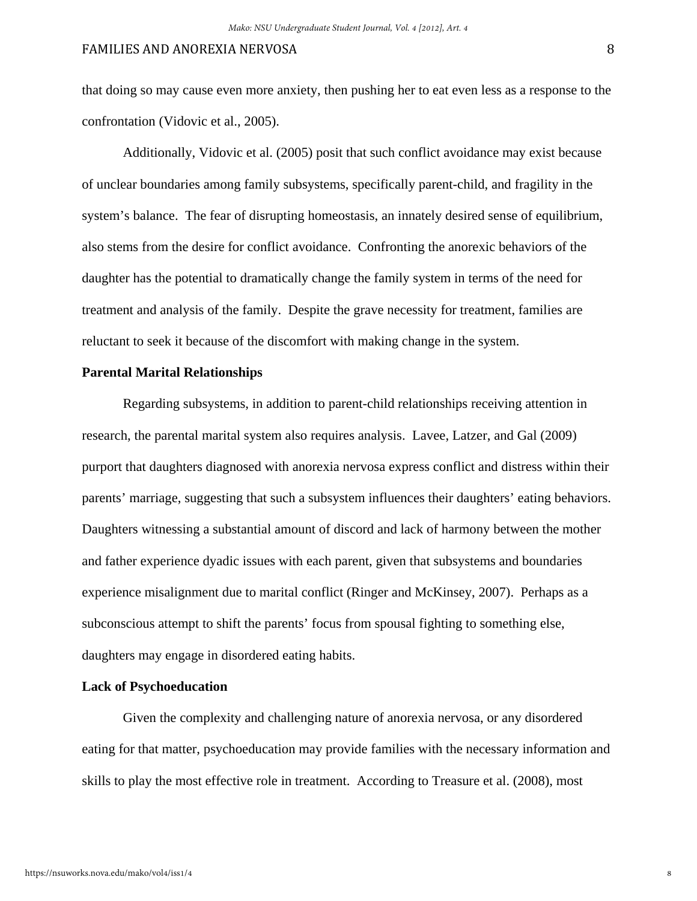that doing so may cause even more anxiety, then pushing her to eat even less as a response to the confrontation (Vidovic et al., 2005).

Additionally, Vidovic et al. (2005) posit that such conflict avoidance may exist because of unclear boundaries among family subsystems, specifically parent-child, and fragility in the system's balance. The fear of disrupting homeostasis, an innately desired sense of equilibrium, also stems from the desire for conflict avoidance. Confronting the anorexic behaviors of the daughter has the potential to dramatically change the family system in terms of the need for treatment and analysis of the family. Despite the grave necessity for treatment, families are reluctant to seek it because of the discomfort with making change in the system.

**Parental Marital Relationships**

Regarding subsystems, in addition to parent-child relationships receiving attention in research, the parental marital system also requires analysis. Lavee, Latzer, and Gal (2009) purport that daughters diagnosed with anorexia nervosa express conflict and distress within their parents' marriage, suggesting that such a subsystem influences their daughters' eating behaviors. Daughters witnessing a substantial amount of discord and lack of harmony between the mother and father experience dyadic issues with each parent, given that subsystems and boundaries experience misalignment due to marital conflict (Ringer and McKinsey, 2007). Perhaps as a subconscious attempt to shift the parents' focus from spousal fighting to something else, daughters may engage in disordered eating habits.

**Lack of Psychoeducation**

Given the complexity and challenging nature of anorexia nervosa, or any disordered eating for that matter, psychoeducation may provide families with the necessary information and skills to play the most effective role in treatment. According to Treasure et al. (2008), most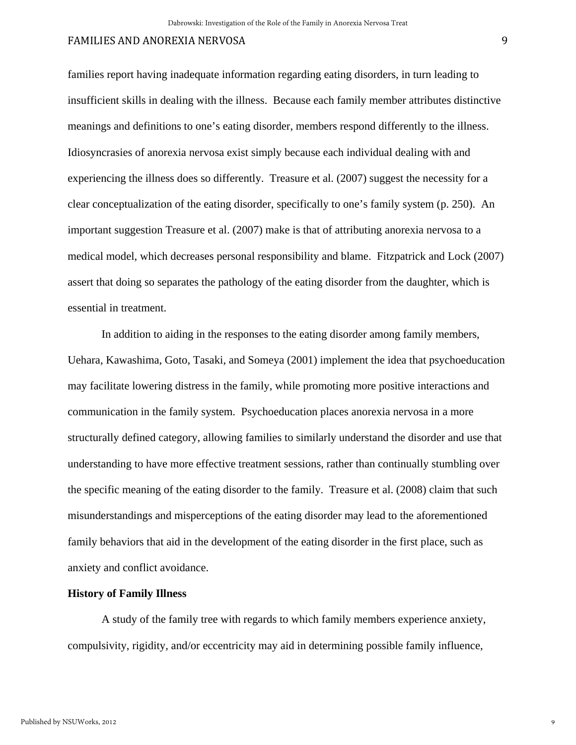families report having inadequate information regarding eating disorders, in turn leading to insufficient skills in dealing with the illness. Because each family member attributes distinctive meanings and definitions to one's eating disorder, members respond differently to the illness. Idiosyncrasies of anorexia nervosa exist simply because each individual dealing with and experiencing the illness does so differently. Treasure et al. (2007) suggest the necessity for a clear conceptualization of the eating disorder, specifically to one's family system (p. 250). An important suggestion Treasure et al. (2007) make is that of attributing anorexia nervosa to a medical model, which decreases personal responsibility and blame. Fitzpatrick and Lock (2007) assert that doing so separates the pathology of the eating disorder from the daughter, which is essential in treatment.

In addition to aiding in the responses to the eating disorder among family members, Uehara, Kawashima, Goto, Tasaki, and Someya (2001) implement the idea that psychoeducation may facilitate lowering distress in the family, while promoting more positive interactions and communication in the family system. Psychoeducation places anorexia nervosa in a more structurally defined category, allowing families to similarly understand the disorder and use that understanding to have more effective treatment sessions, rather than continually stumbling over the specific meaning of the eating disorder to the family. Treasure et al. (2008) claim that such misunderstandings and misperceptions of the eating disorder may lead to the aforementioned family behaviors that aid in the development of the eating disorder in the first place, such as anxiety and conflict avoidance.

**History of Family Illness**

A study of the family tree with regards to which family members experience anxiety, compulsivity, rigidity, and/or eccentricity may aid in determining possible family influence,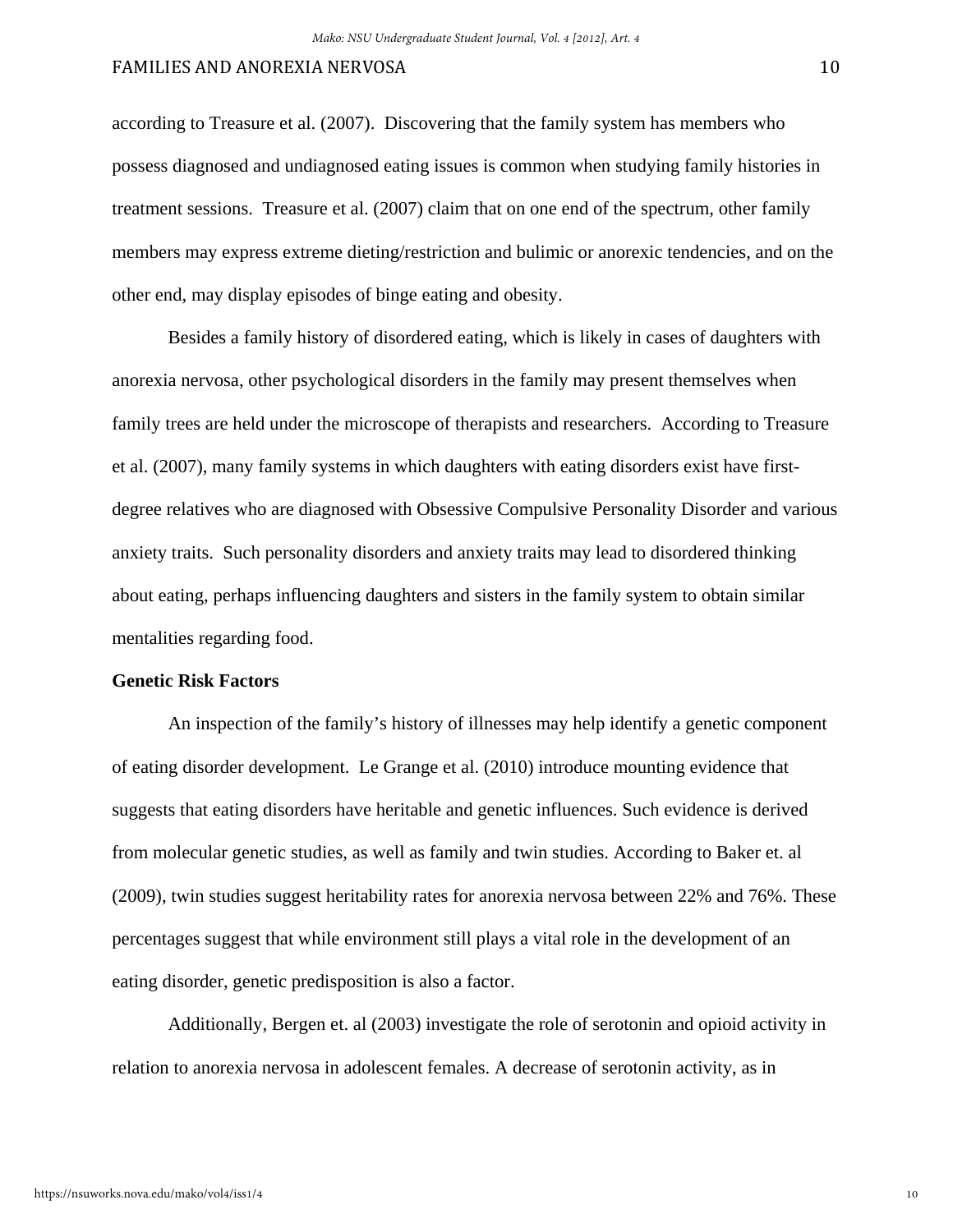according to Treasure et al. (2007). Discovering that the family system has members who possess diagnosed and undiagnosed eating issues is common when studying family histories in treatment sessions. Treasure et al. (2007) claim that on one end of the spectrum, other family members may express extreme dieting/restriction and bulimic or anorexic tendencies, and on the other end, may display episodes of binge eating and obesity.

Besides a family history of disordered eating, which is likely in cases of daughters with anorexia nervosa, other psychological disorders in the family may present themselves when family trees are held under the microscope of therapists and researchers. According to Treasure et al. (2007), many family systems in which daughters with eating disorders exist have first-degree relatives who are diagnosed with Obsessive Compulsive Personality Disorder and various anxiety traits. Such personality disorders and anxiety traits may lead to disordered thinking about eating, perhaps influencing daughters and sisters in the family system to obtain similar mentalities regarding food.

**Genetic Risk Factors**

An inspection of the family's history of illnesses may help identify a genetic component of eating disorder development. Le Grange et al. (2010) introduce mounting evidence that suggests that eating disorders have heritable and genetic influences. Such evidence is derived from molecular genetic studies, as well as family and twin studies. According to Baker et. al (2009), twin studies suggest heritability rates for anorexia nervosa between 22% and 76%. These percentages suggest that while environment still plays a vital role in the development of an eating disorder, genetic predisposition is also a factor.

Additionally, Bergen et. al (2003) investigate the role of serotonin and opioid activity in relation to anorexia nervosa in adolescent females. A decrease of serotonin activity, as in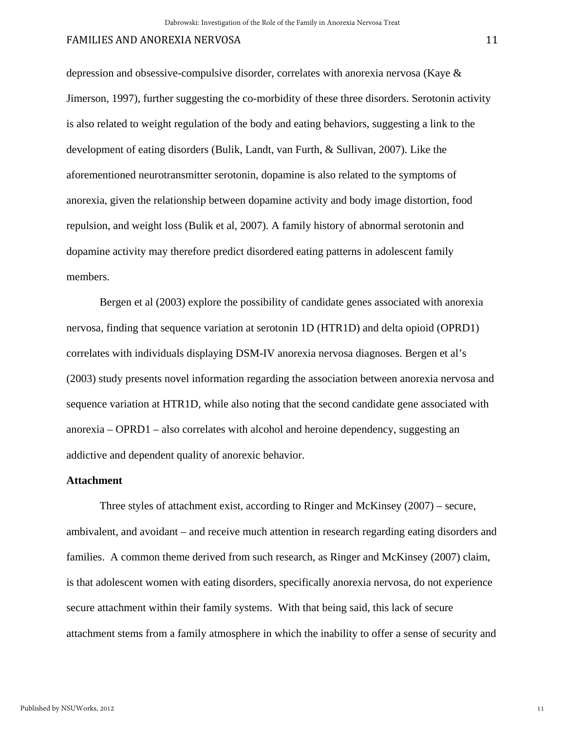depression and obsessive-compulsive disorder, correlates with anorexia nervosa (Kaye & Jimerson, 1997), further suggesting the co-morbidity of these three disorders. Serotonin activity is also related to weight regulation of the body and eating behaviors, suggesting a link to the development of eating disorders (Bulik, Landt, van Furth, & Sullivan, 2007). Like the aforementioned neurotransmitter serotonin, dopamine is also related to the symptoms of anorexia, given the relationship between dopamine activity and body image distortion, food repulsion, and weight loss (Bulik et al, 2007). A family history of abnormal serotonin and dopamine activity may therefore predict disordered eating patterns in adolescent family members.

Bergen et al (2003) explore the possibility of candidate genes associated with anorexia nervosa, finding that sequence variation at serotonin 1D (HTR1D) and delta opioid (OPRD1) correlates with individuals displaying DSM-IV anorexia nervosa diagnoses. Bergen et al's (2003) study presents novel information regarding the association between anorexia nervosa and sequence variation at HTR1D, while also noting that the second candidate gene associated with anorexia – OPRD1 – also correlates with alcohol and heroine dependency, suggesting an addictive and dependent quality of anorexic behavior.

**Attachment**

Three styles of attachment exist, according to Ringer and McKinsey (2007) – secure, ambivalent, and avoidant – and receive much attention in research regarding eating disorders and families. A common theme derived from such research, as Ringer and McKinsey (2007) claim, is that adolescent women with eating disorders, specifically anorexia nervosa, do not experience secure attachment within their family systems. With that being said, this lack of secure attachment stems from a family atmosphere in which the inability to offer a sense of security and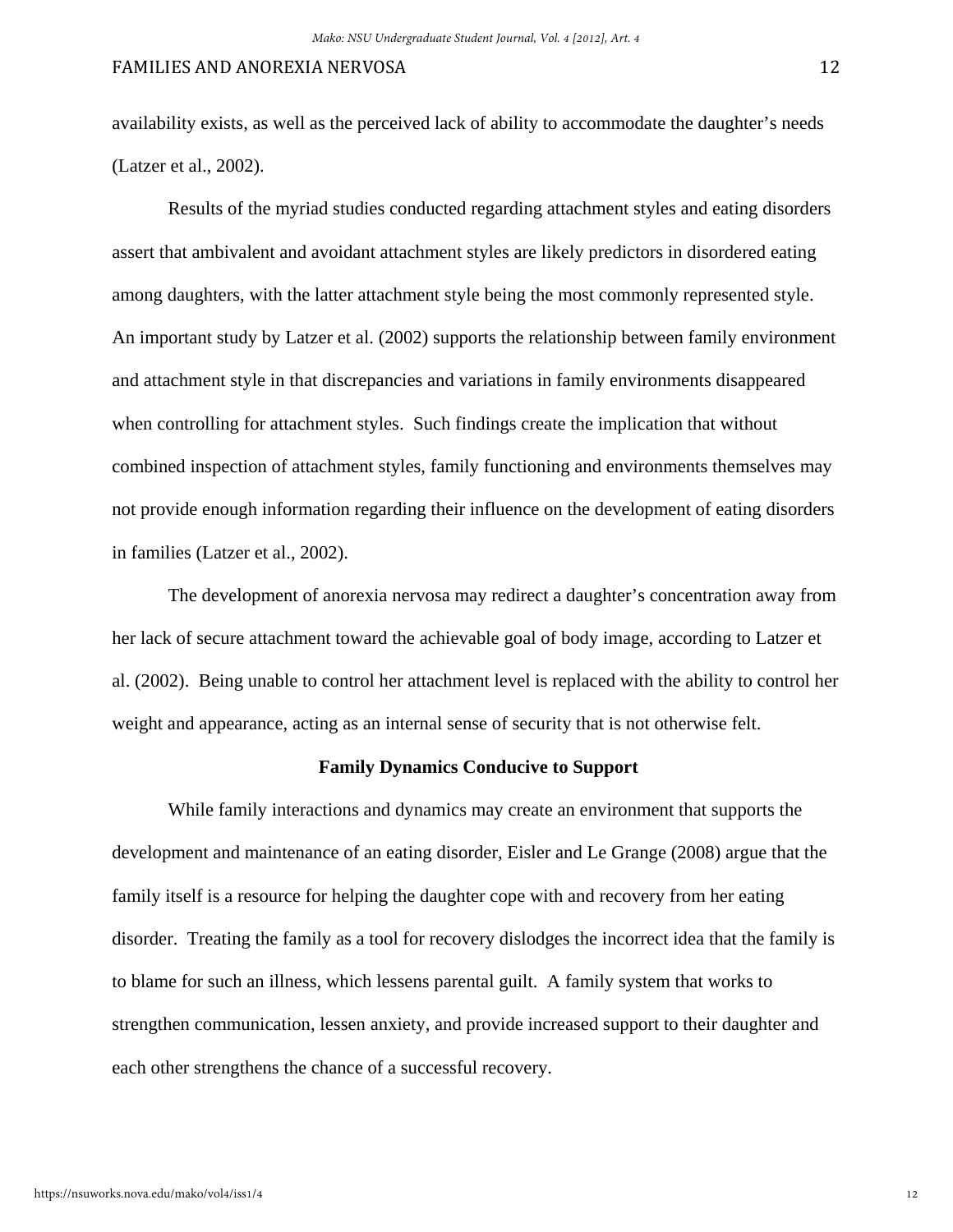availability exists, as well as the perceived lack of ability to accommodate the daughter's needs (Latzer et al., 2002).

Results of the myriad studies conducted regarding attachment styles and eating disorders assert that ambivalent and avoidant attachment styles are likely predictors in disordered eating among daughters, with the latter attachment style being the most commonly represented style. An important study by Latzer et al. (2002) supports the relationship between family environment and attachment style in that discrepancies and variations in family environments disappeared when controlling for attachment styles. Such findings create the implication that without combined inspection of attachment styles, family functioning and environments themselves may not provide enough information regarding their influence on the development of eating disorders in families (Latzer et al., 2002).

The development of anorexia nervosa may redirect a daughter's concentration away from her lack of secure attachment toward the achievable goal of body image, according to Latzer et al. (2002). Being unable to control her attachment level is replaced with the ability to control her weight and appearance, acting as an internal sense of security that is not otherwise felt.

## Family Dynamics Conducive to Support

While family interactions and dynamics may create an environment that supports the development and maintenance of an eating disorder, Eisler and Le Grange (2008) argue that the family itself is a resource for helping the daughter cope with and recovery from her eating disorder. Treating the family as a tool for recovery dislodges the incorrect idea that the family is to blame for such an illness, which lessens parental guilt. A family system that works to strengthen communication, lessen anxiety, and provide increased support to their daughter and each other strengthens the chance of a successful recovery.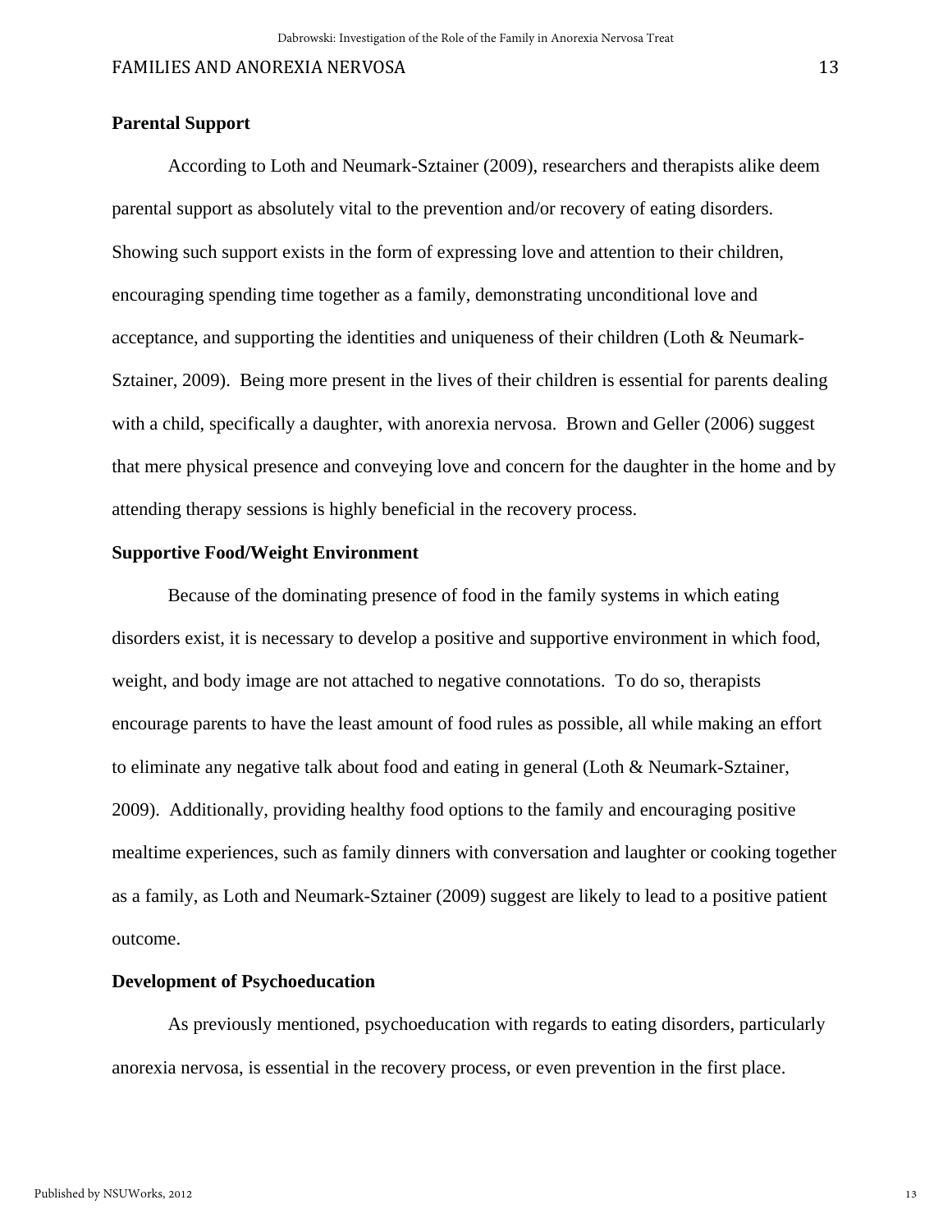## Parental Support

According to Loth and Neumark-Sztainer (2009), researchers and therapists alike deem parental support as absolutely vital to the prevention and/or recovery of eating disorders. Showing such support exists in the form of expressing love and attention to their children, encouraging spending time together as a family, demonstrating unconditional love and acceptance, and supporting the identities and uniqueness of their children (Loth & Neumark-Sztainer, 2009). Being more present in the lives of their children is essential for parents dealing with a child, specifically a daughter, with anorexia nervosa. Brown and Geller (2006) suggest that mere physical presence and conveying love and concern for the daughter in the home and by attending therapy sessions is highly beneficial in the recovery process.

## Supportive Food/Weight Environment

Because of the dominating presence of food in the family systems in which eating disorders exist, it is necessary to develop a positive and supportive environment in which food, weight, and body image are not attached to negative connotations. To do so, therapists encourage parents to have the least amount of food rules as possible, all while making an effort to eliminate any negative talk about food and eating in general (Loth & Neumark-Sztainer, 2009). Additionally, providing healthy food options to the family and encouraging positive mealtime experiences, such as family dinners with conversation and laughter or cooking together as a family, as Loth and Neumark-Sztainer (2009) suggest are likely to lead to a positive patient outcome.

## Development of Psychoeducation

As previously mentioned, psychoeducation with regards to eating disorders, particularly anorexia nervosa, is essential in the recovery process, or even prevention in the first place.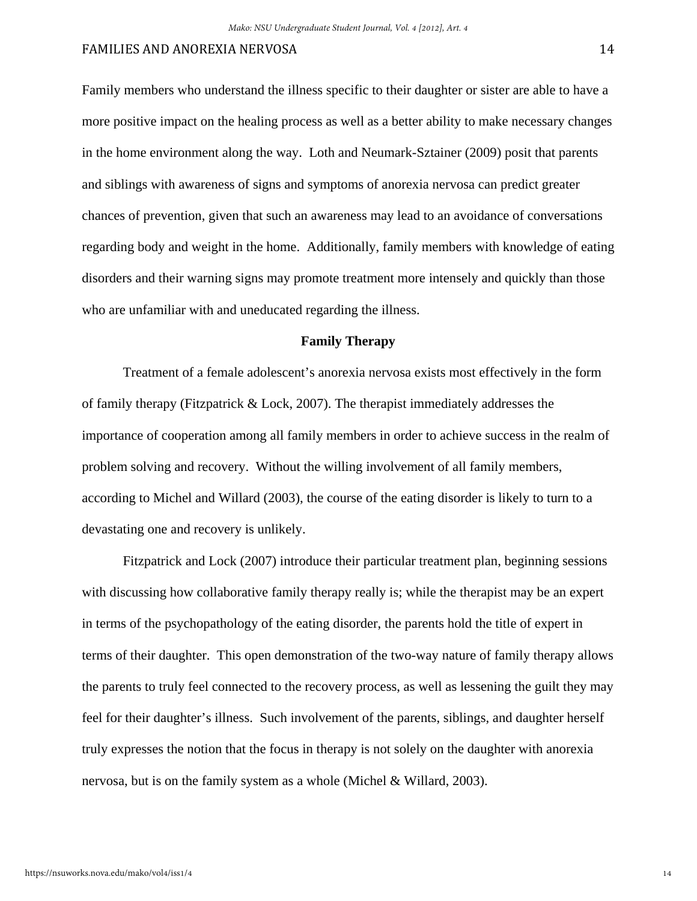Family members who understand the illness specific to their daughter or sister are able to have a more positive impact on the healing process as well as a better ability to make necessary changes in the home environment along the way. Loth and Neumark-Sztainer (2009) posit that parents and siblings with awareness of signs and symptoms of anorexia nervosa can predict greater chances of prevention, given that such an awareness may lead to an avoidance of conversations regarding body and weight in the home. Additionally, family members with knowledge of eating disorders and their warning signs may promote treatment more intensely and quickly than those who are unfamiliar with and uneducated regarding the illness.

## Family Therapy

Treatment of a female adolescent's anorexia nervosa exists most effectively in the form of family therapy (Fitzpatrick & Lock, 2007). The therapist immediately addresses the importance of cooperation among all family members in order to achieve success in the realm of problem solving and recovery. Without the willing involvement of all family members, according to Michel and Willard (2003), the course of the eating disorder is likely to turn to a devastating one and recovery is unlikely.

Fitzpatrick and Lock (2007) introduce their particular treatment plan, beginning sessions with discussing how collaborative family therapy really is; while the therapist may be an expert in terms of the psychopathology of the eating disorder, the parents hold the title of expert in terms of their daughter. This open demonstration of the two-way nature of family therapy allows the parents to truly feel connected to the recovery process, as well as lessening the guilt they may feel for their daughter's illness. Such involvement of the parents, siblings, and daughter herself truly expresses the notion that the focus in therapy is not solely on the daughter with anorexia nervosa, but is on the family system as a whole (Michel & Willard, 2003).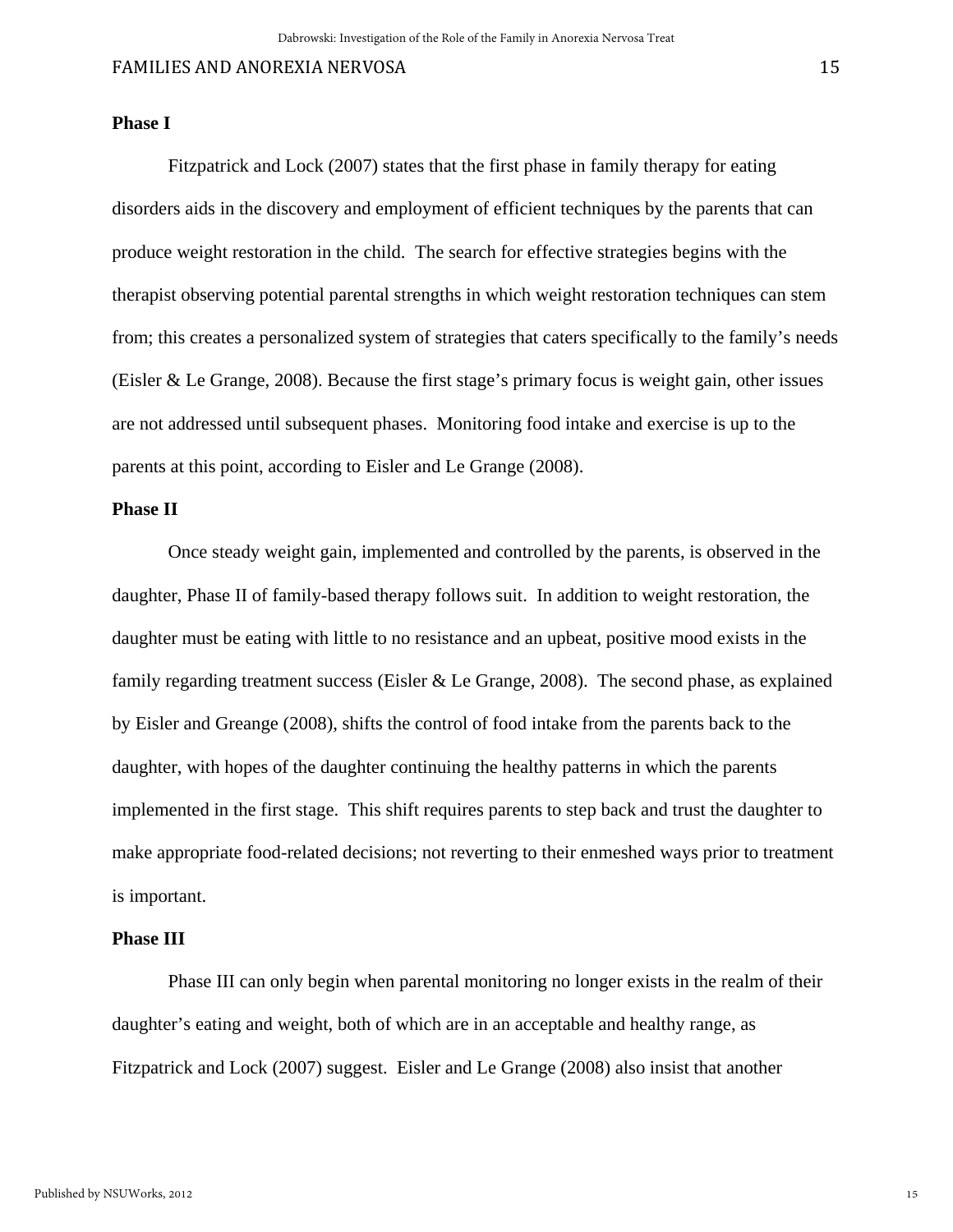**Phase I**

Fitzpatrick and Lock (2007) states that the first phase in family therapy for eating disorders aids in the discovery and employment of efficient techniques by the parents that can produce weight restoration in the child. The search for effective strategies begins with the therapist observing potential parental strengths in which weight restoration techniques can stem from; this creates a personalized system of strategies that caters specifically to the family's needs (Eisler & Le Grange, 2008). Because the first stage's primary focus is weight gain, other issues are not addressed until subsequent phases. Monitoring food intake and exercise is up to the parents at this point, according to Eisler and Le Grange (2008).

**Phase II**

Once steady weight gain, implemented and controlled by the parents, is observed in the daughter, Phase II of family-based therapy follows suit. In addition to weight restoration, the daughter must be eating with little to no resistance and an upbeat, positive mood exists in the family regarding treatment success (Eisler & Le Grange, 2008). The second phase, as explained by Eisler and Greange (2008), shifts the control of food intake from the parents back to the daughter, with hopes of the daughter continuing the healthy patterns in which the parents implemented in the first stage. This shift requires parents to step back and trust the daughter to make appropriate food-related decisions; not reverting to their enmeshed ways prior to treatment is important.

**Phase III**

Phase III can only begin when parental monitoring no longer exists in the realm of their daughter's eating and weight, both of which are in an acceptable and healthy range, as Fitzpatrick and Lock (2007) suggest. Eisler and Le Grange (2008) also insist that another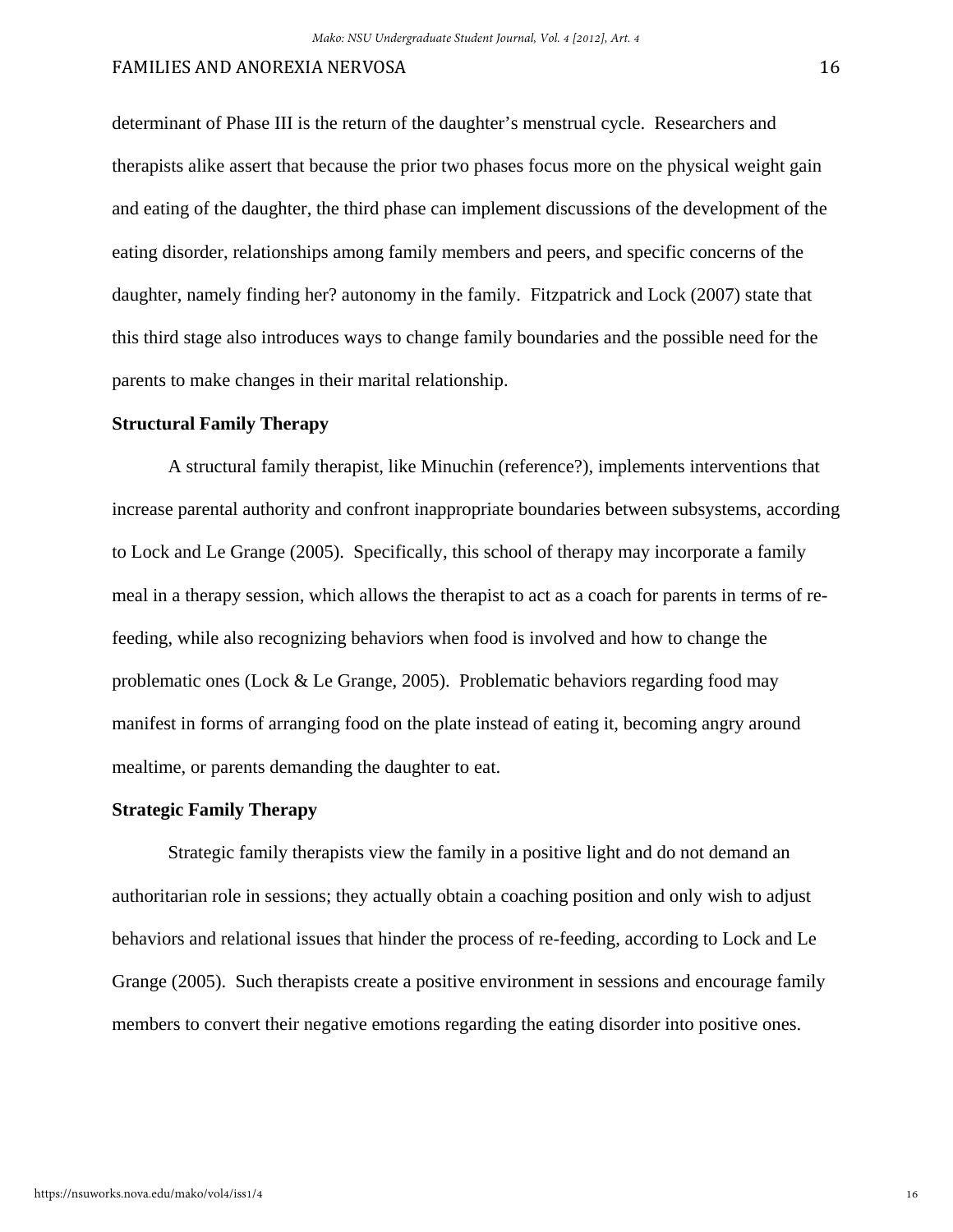determinant of Phase III is the return of the daughter's menstrual cycle. Researchers and therapists alike assert that because the prior two phases focus more on the physical weight gain and eating of the daughter, the third phase can implement discussions of the development of the eating disorder, relationships among family members and peers, and specific concerns of the daughter, namely finding her? autonomy in the family. Fitzpatrick and Lock (2007) state that this third stage also introduces ways to change family boundaries and the possible need for the parents to make changes in their marital relationship.

### Structural Family Therapy

A structural family therapist, like Minuchin (reference?), implements interventions that increase parental authority and confront inappropriate boundaries between subsystems, according to Lock and Le Grange (2005). Specifically, this school of therapy may incorporate a family meal in a therapy session, which allows the therapist to act as a coach for parents in terms of re-feeding, while also recognizing behaviors when food is involved and how to change the problematic ones (Lock & Le Grange, 2005). Problematic behaviors regarding food may manifest in forms of arranging food on the plate instead of eating it, becoming angry around mealtime, or parents demanding the daughter to eat.

### Strategic Family Therapy

Strategic family therapists view the family in a positive light and do not demand an authoritarian role in sessions; they actually obtain a coaching position and only wish to adjust behaviors and relational issues that hinder the process of re-feeding, according to Lock and Le Grange (2005). Such therapists create a positive environment in sessions and encourage family members to convert their negative emotions regarding the eating disorder into positive ones.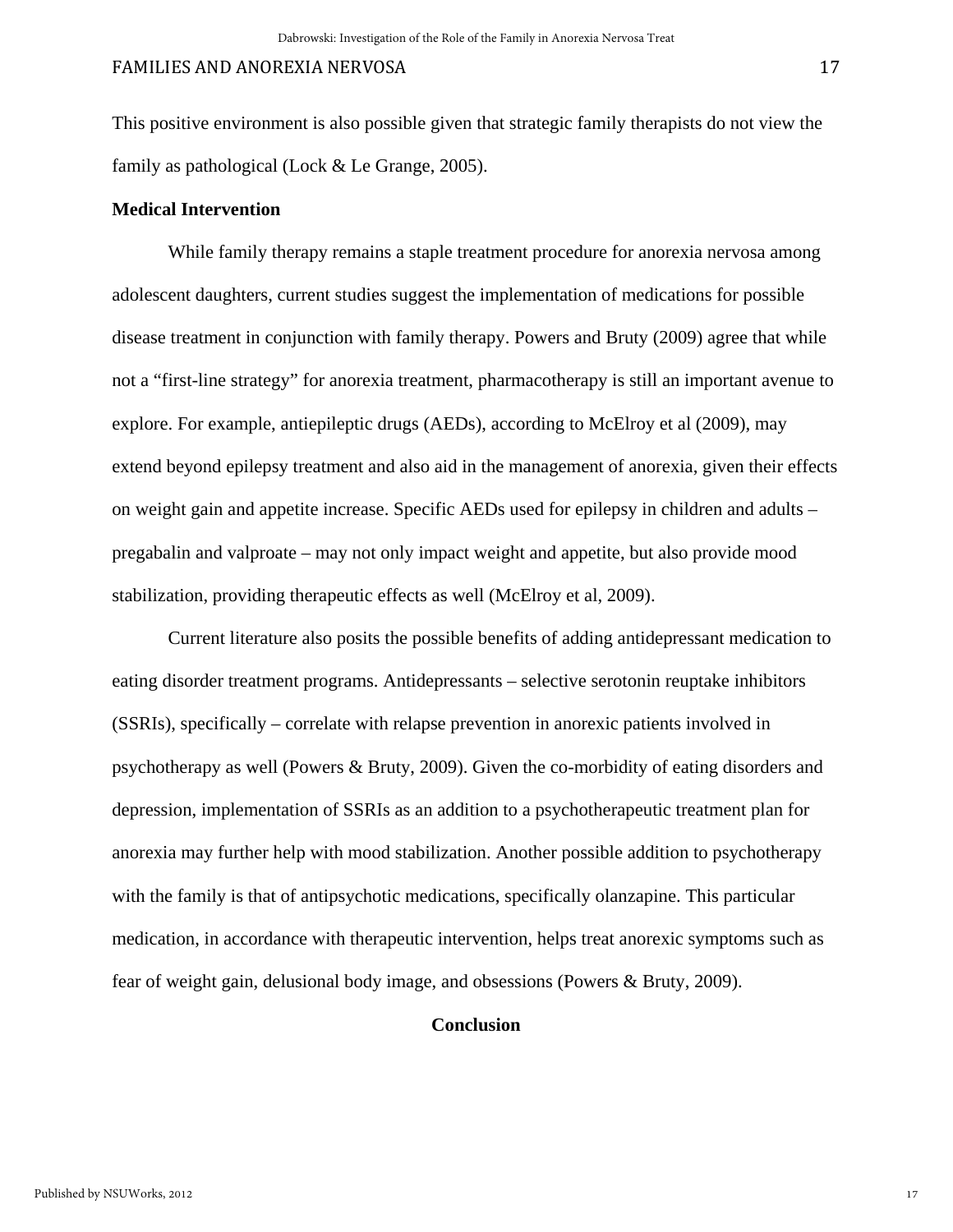This positive environment is also possible given that strategic family therapists do not view the family as pathological (Lock & Le Grange, 2005).

**Medical Intervention**

While family therapy remains a staple treatment procedure for anorexia nervosa among adolescent daughters, current studies suggest the implementation of medications for possible disease treatment in conjunction with family therapy. Powers and Bruty (2009) agree that while not a "first-line strategy" for anorexia treatment, pharmacotherapy is still an important avenue to explore. For example, antiepileptic drugs (AEDs), according to McElroy et al (2009), may extend beyond epilepsy treatment and also aid in the management of anorexia, given their effects on weight gain and appetite increase. Specific AEDs used for epilepsy in children and adults – pregabalin and valproate – may not only impact weight and appetite, but also provide mood stabilization, providing therapeutic effects as well (McElroy et al, 2009).

Current literature also posits the possible benefits of adding antidepressant medication to eating disorder treatment programs. Antidepressants – selective serotonin reuptake inhibitors (SSRIs), specifically – correlate with relapse prevention in anorexic patients involved in psychotherapy as well (Powers & Bruty, 2009). Given the co-morbidity of eating disorders and depression, implementation of SSRIs as an addition to a psychotherapeutic treatment plan for anorexia may further help with mood stabilization. Another possible addition to psychotherapy with the family is that of antipsychotic medications, specifically olanzapine. This particular medication, in accordance with therapeutic intervention, helps treat anorexic symptoms such as fear of weight gain, delusional body image, and obsessions (Powers & Bruty, 2009).

## Conclusion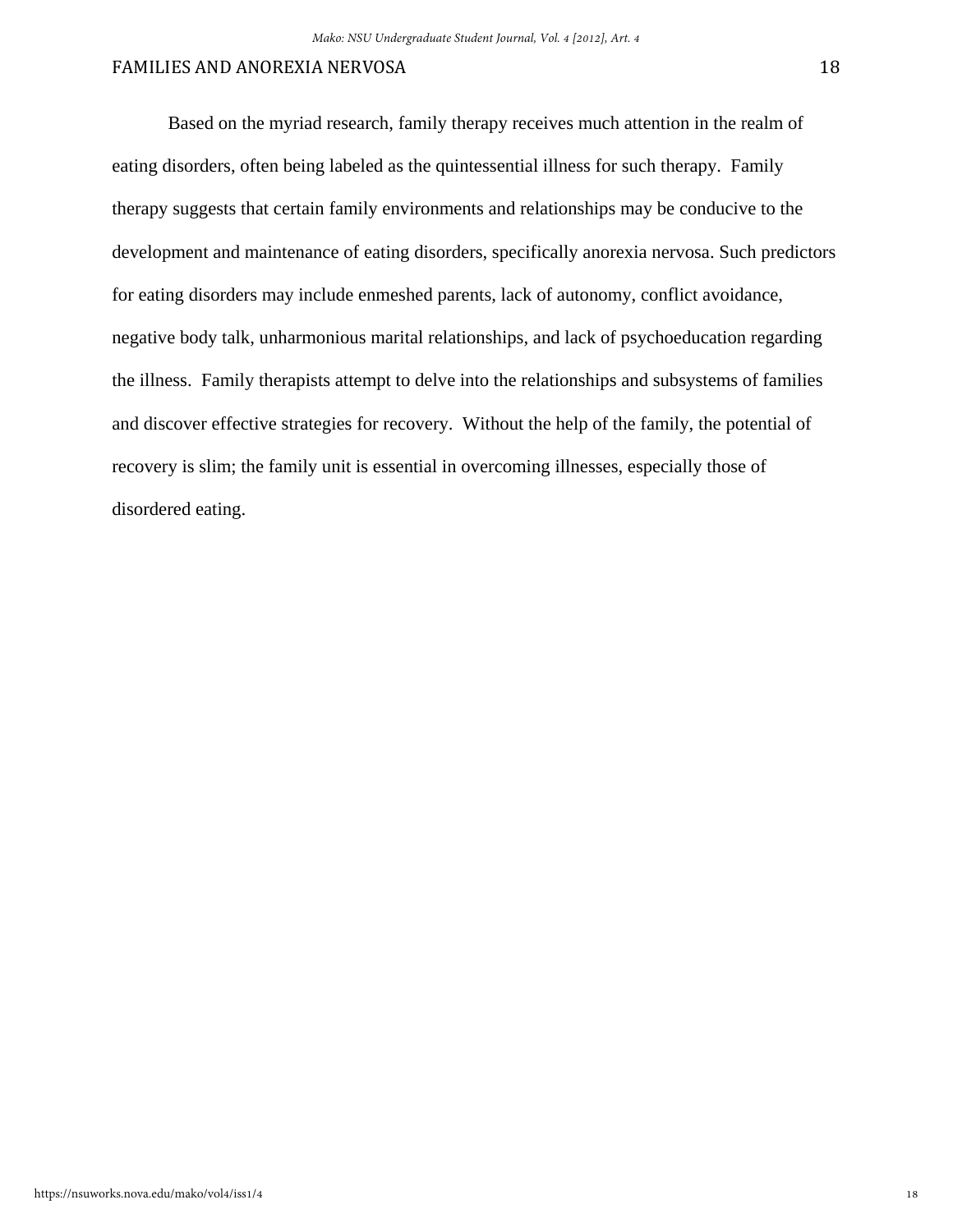Based on the myriad research, family therapy receives much attention in the realm of eating disorders, often being labeled as the quintessential illness for such therapy. Family therapy suggests that certain family environments and relationships may be conducive to the development and maintenance of eating disorders, specifically anorexia nervosa. Such predictors for eating disorders may include enmeshed parents, lack of autonomy, conflict avoidance, negative body talk, unharmonious marital relationships, and lack of psychoeducation regarding the illness. Family therapists attempt to delve into the relationships and subsystems of families and discover effective strategies for recovery. Without the help of the family, the potential of recovery is slim; the family unit is essential in overcoming illnesses, especially those of disordered eating.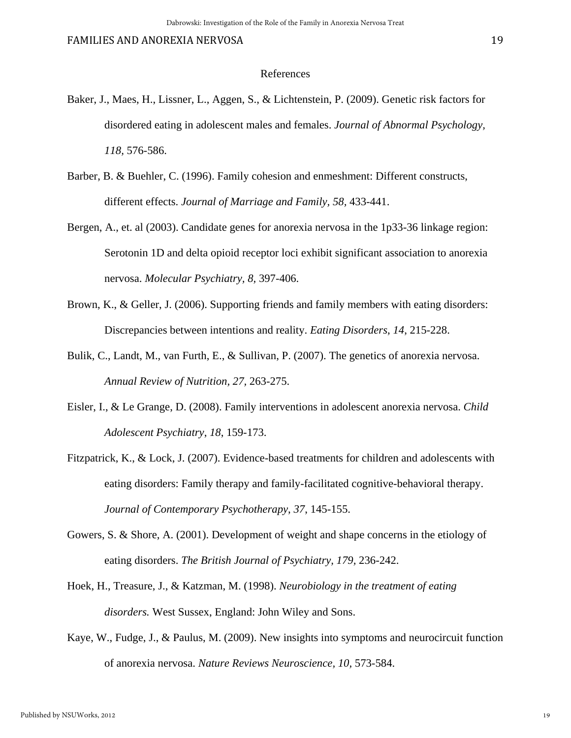# References

Baker, J., Maes, H., Lissner, L., Aggen, S., & Lichtenstein, P. (2009). Genetic risk factors for disordered eating in adolescent males and females. *Journal of Abnormal Psychology, 118*, 576-586.

Barber, B. & Buehler, C. (1996). Family cohesion and enmeshment: Different constructs, different effects. *Journal of Marriage and Family, 58*, 433-441.

Bergen, A., et. al (2003). Candidate genes for anorexia nervosa in the 1p33-36 linkage region: Serotonin 1D and delta opioid receptor loci exhibit significant association to anorexia nervosa. *Molecular Psychiatry, 8*, 397-406.

Brown, K., & Geller, J. (2006). Supporting friends and family members with eating disorders: Discrepancies between intentions and reality. *Eating Disorders*, *14*, 215-228.

Bulik, C., Landt, M., van Furth, E., & Sullivan, P. (2007). The genetics of anorexia nervosa. *Annual Review of Nutrition*, *27*, 263-275.

Eisler, I., & Le Grange, D. (2008). Family interventions in adolescent anorexia nervosa. *Child Adolescent Psychiatry*, *18*, 159-173.

Fitzpatrick, K., & Lock, J. (2007). Evidence-based treatments for children and adolescents with eating disorders: Family therapy and family-facilitated cognitive-behavioral therapy. *Journal of Contemporary Psychotherapy*, *37*, 145-155.

Gowers, S. & Shore, A. (2001). Development of weight and shape concerns in the etiology of eating disorders. *The British Journal of Psychiatry, 179*, 236-242.

Hoek, H., Treasure, J., & Katzman, M. (1998). *Neurobiology in the treatment of eating disorders.* West Sussex, England: John Wiley and Sons.

Kaye, W., Fudge, J., & Paulus, M. (2009). New insights into symptoms and neurocircuit function of anorexia nervosa. *Nature Reviews Neuroscience, 10*, 573-584.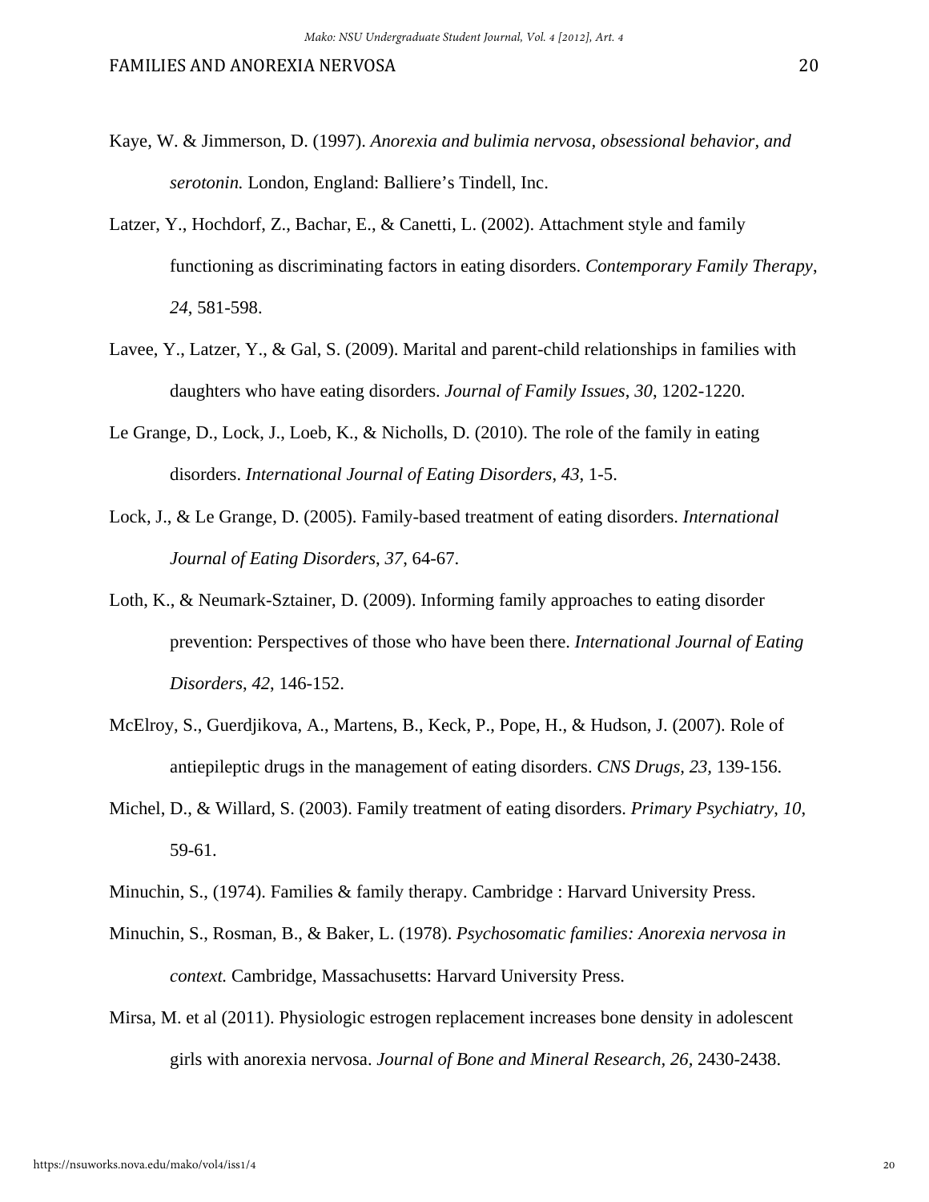Kaye, W. & Jimmerson, D. (1997). *Anorexia and bulimia nervosa, obsessional behavior, and serotonin.* London, England: Balliere's Tindell, Inc.

Latzer, Y., Hochdorf, Z., Bachar, E., & Canetti, L. (2002). Attachment style and family functioning as discriminating factors in eating disorders. *Contemporary Family Therapy*, *24*, 581-598.

Lavee, Y., Latzer, Y., & Gal, S. (2009). Marital and parent-child relationships in families with daughters who have eating disorders. *Journal of Family Issues*, *30*, 1202-1220.

Le Grange, D., Lock, J., Loeb, K., & Nicholls, D. (2010). The role of the family in eating disorders. *International Journal of Eating Disorders*, *43*, 1-5.

Lock, J., & Le Grange, D. (2005). Family-based treatment of eating disorders. *International Journal of Eating Disorders*, *37*, 64-67.

Loth, K., & Neumark-Sztainer, D. (2009). Informing family approaches to eating disorder prevention: Perspectives of those who have been there. *International Journal of Eating Disorders*, *42*, 146-152.

McElroy, S., Guerdjikova, A., Martens, B., Keck, P., Pope, H., & Hudson, J. (2007). Role of antiepileptic drugs in the management of eating disorders. *CNS Drugs*, *23*, 139-156.

Michel, D., & Willard, S. (2003). Family treatment of eating disorders. *Primary Psychiatry*, *10*, 59-61.

Minuchin, S., (1974). Families & family therapy. Cambridge : Harvard University Press.

Minuchin, S., Rosman, B., & Baker, L. (1978). *Psychosomatic families: Anorexia nervosa in context.* Cambridge, Massachusetts: Harvard University Press.

Mirsa, M. et al (2011). Physiologic estrogen replacement increases bone density in adolescent girls with anorexia nervosa. *Journal of Bone and Mineral Research*, *26*, 2430-2438.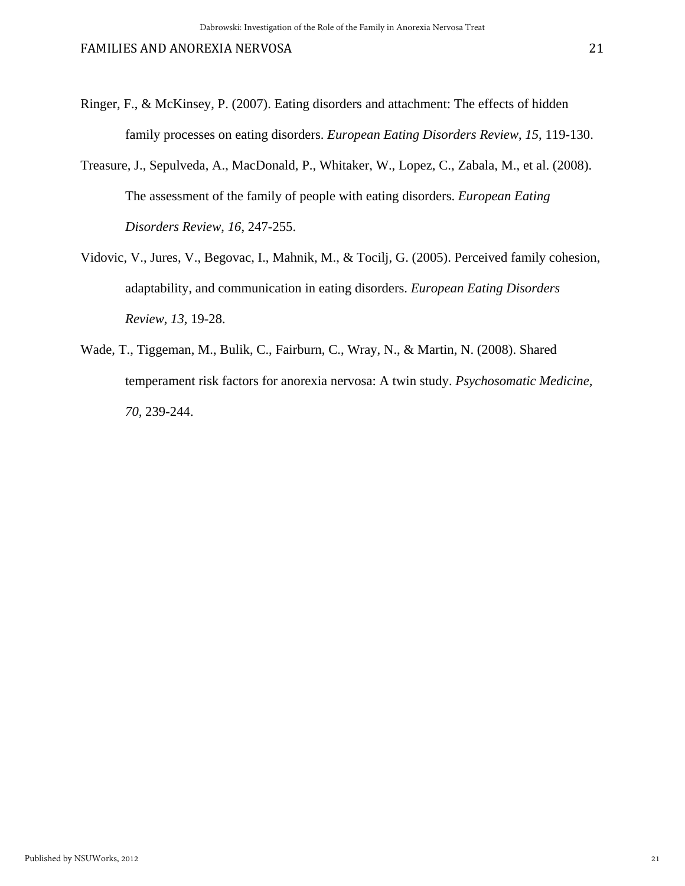Ringer, F., & McKinsey, P. (2007). Eating disorders and attachment: The effects of hidden family processes on eating disorders. *European Eating Disorders Review*, *15*, 119-130.

Treasure, J., Sepulveda, A., MacDonald, P., Whitaker, W., Lopez, C., Zabala, M., et al. (2008). The assessment of the family of people with eating disorders. *European Eating Disorders Review*, *16*, 247-255.

Vidovic, V., Jures, V., Begovac, I., Mahnik, M., & Tocilj, G. (2005). Perceived family cohesion, adaptability, and communication in eating disorders. *European Eating Disorders Review*, *13*, 19-28.

Wade, T., Tiggeman, M., Bulik, C., Fairburn, C., Wray, N., & Martin, N. (2008). Shared temperament risk factors for anorexia nervosa: A twin study. *Psychosomatic Medicine, 70*, 239-244.